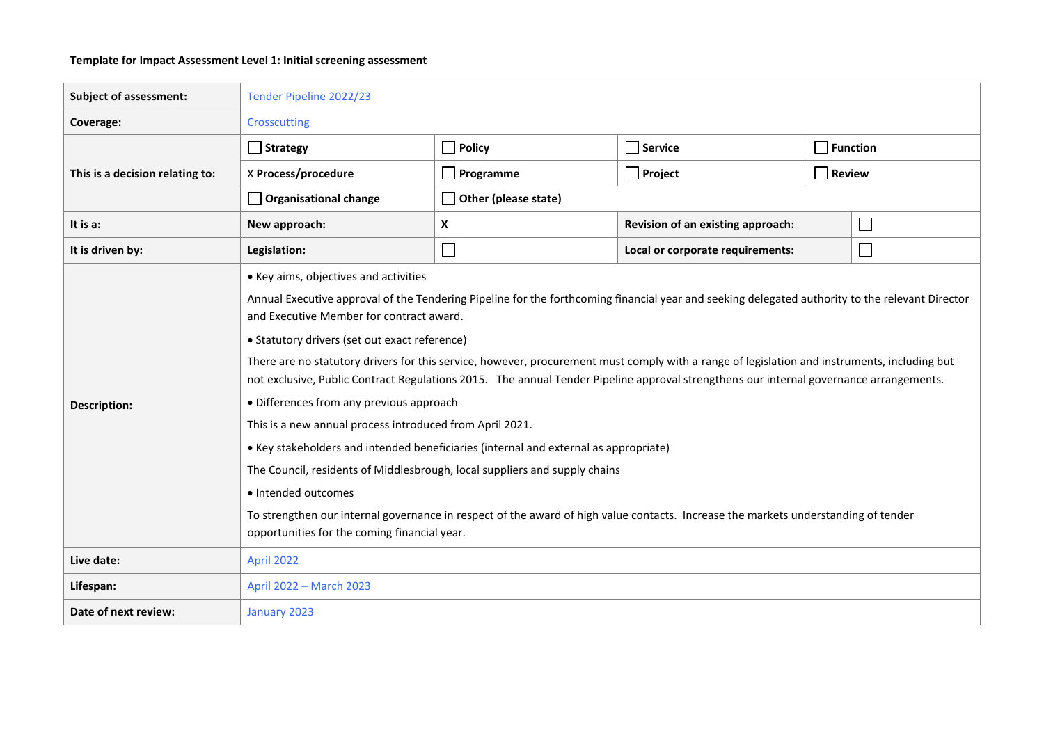**Template for Impact Assessment Level 1: Initial screening assessment**

| Subject of assessment: | Tender Pipeline 2022/23 | | | |
|---|---|---|---|---|
| Coverage: | Crosscutting | | | |
| This is a decision relating to: | ☐ Strategy | ☐ Policy | ☐ Service | ☐ Function |
| | X Process/procedure | ☐ Programme | ☐ Project | ☐ Review |
| | ☐ Organisational change | ☐ Other (please state) | | |
| It is a: | New approach: | X | Revision of an existing approach: | ☐ |
| It is driven by: | Legislation: | ☐ | Local or corporate requirements: | ☐ |
| Description: | • Key aims, objectives and activities<br>Annual Executive approval of the Tendering Pipeline for the forthcoming financial year and seeking delegated authority to the relevant Director and Executive Member for contract award.<br>• Statutory drivers (set out exact reference)<br>There are no statutory drivers for this service, however, procurement must comply with a range of legislation and instruments, including but not exclusive, Public Contract Regulations 2015. The annual Tender Pipeline approval strengthens our internal governance arrangements.<br>• Differences from any previous approach<br>This is a new annual process introduced from April 2021.<br>• Key stakeholders and intended beneficiaries (internal and external as appropriate)<br>The Council, residents of Middlesbrough, local suppliers and supply chains<br>• Intended outcomes<br>To strengthen our internal governance in respect of the award of high value contacts. Increase the markets understanding of tender opportunities for the coming financial year. | | | |
| Live date: | April 2022 | | | |
| Lifespan: | April 2022 – March 2023 | | | |
| Date of next review: | January 2023 | | | |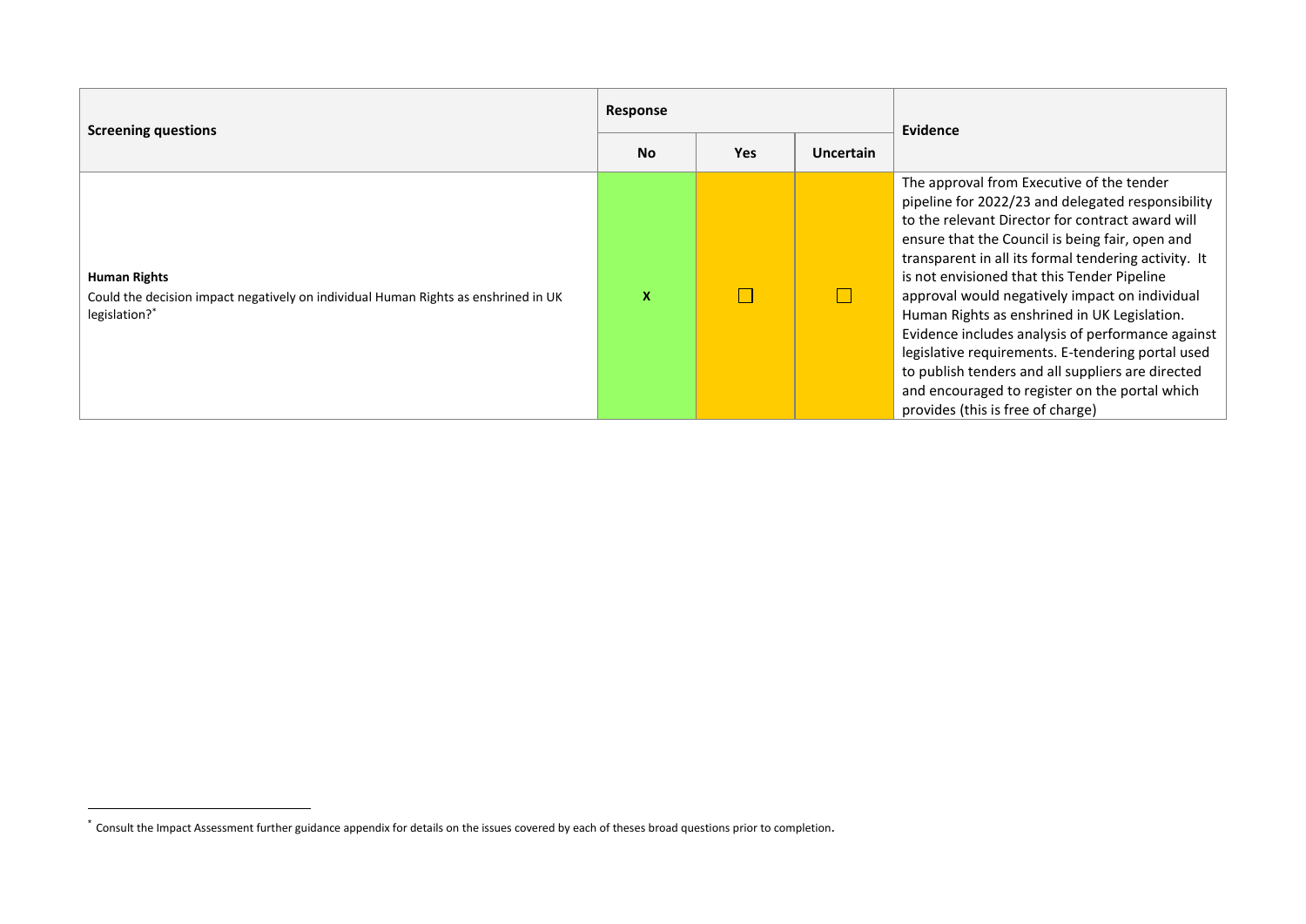| Screening questions | Response | | | Evidence |
|---|---|---|---|---|
| | No | Yes | Uncertain | |
| **Human Rights**<br>Could the decision impact negatively on individual Human Rights as enshrined in UK legislation?* | X | ☐ | ☐ | The approval from Executive of the tender pipeline for 2022/23 and delegated responsibility to the relevant Director for contract award will ensure that the Council is being fair, open and transparent in all its formal tendering activity. It is not envisioned that this Tender Pipeline approval would negatively impact on individual Human Rights as enshrined in UK Legislation. Evidence includes analysis of performance against legislative requirements. E-tendering portal used to publish tenders and all suppliers are directed and encouraged to register on the portal which provides (this is free of charge) |

* Consult the Impact Assessment further guidance appendix for details on the issues covered by each of theses broad questions prior to completion.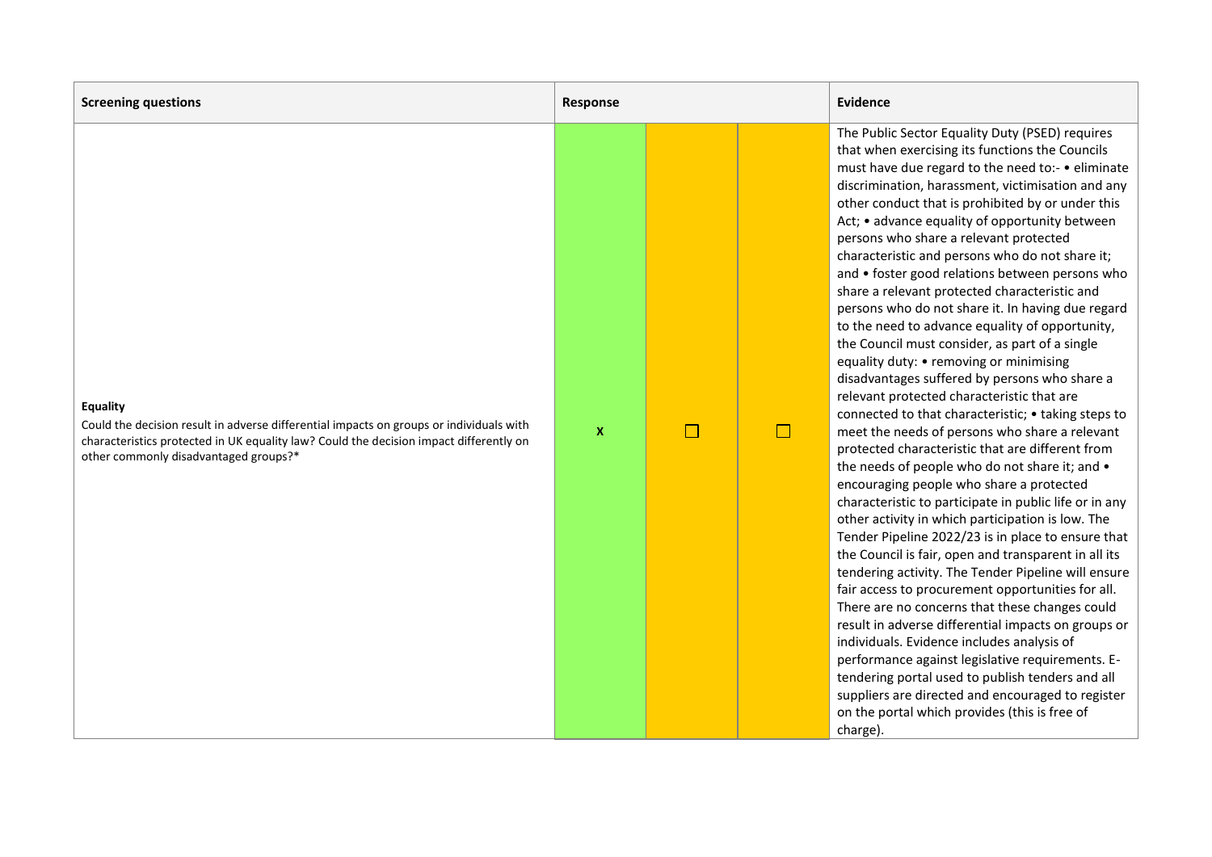| Screening questions | Response | | | Evidence |
|---|---|---|---|---|
| **Equality**<br>Could the decision result in adverse differential impacts on groups or individuals with characteristics protected in UK equality law? Could the decision impact differently on other commonly disadvantaged groups?* | X | ☐ | ☐ | The Public Sector Equality Duty (PSED) requires that when exercising its functions the Councils must have due regard to the need to:- • eliminate discrimination, harassment, victimisation and any other conduct that is prohibited by or under this Act; • advance equality of opportunity between persons who share a relevant protected characteristic and persons who do not share it; and • foster good relations between persons who share a relevant protected characteristic and persons who do not share it. In having due regard to the need to advance equality of opportunity, the Council must consider, as part of a single equality duty: • removing or minimising disadvantages suffered by persons who share a relevant protected characteristic that are connected to that characteristic; • taking steps to meet the needs of persons who share a relevant protected characteristic that are different from the needs of people who do not share it; and • encouraging people who share a protected characteristic to participate in public life or in any other activity in which participation is low. The Tender Pipeline 2022/23 is in place to ensure that the Council is fair, open and transparent in all its tendering activity. The Tender Pipeline will ensure fair access to procurement opportunities for all. There are no concerns that these changes could result in adverse differential impacts on groups or individuals. Evidence includes analysis of performance against legislative requirements. E-tendering portal used to publish tenders and all suppliers are directed and encouraged to register on the portal which provides (this is free of charge). |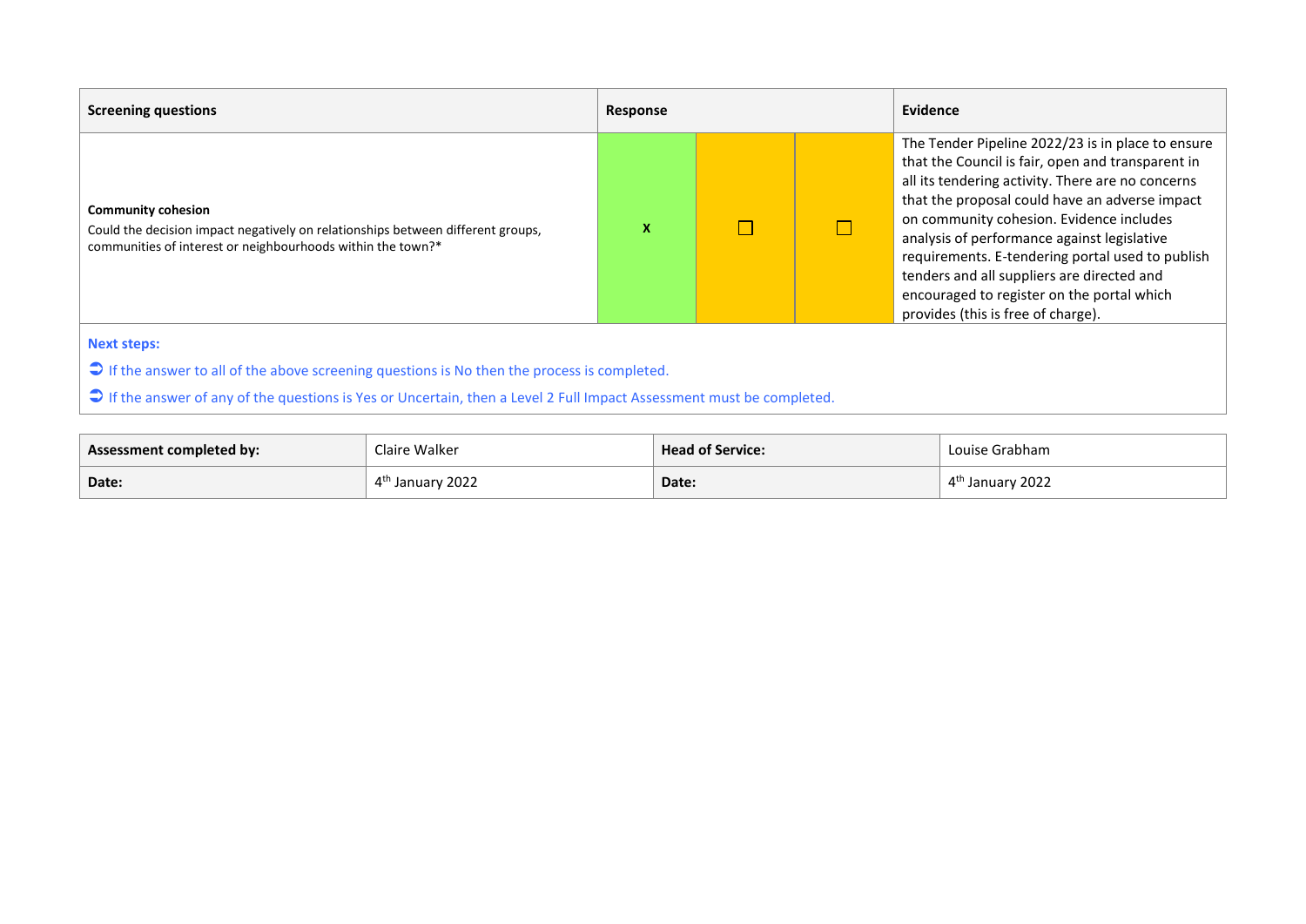| Screening questions | Response | | | Evidence |
| --- | --- | --- | --- | --- |
| **Community cohesion**<br>Could the decision impact negatively on relationships between different groups, communities of interest or neighbourhoods within the town?* | x | ☐ | ☐ | The Tender Pipeline 2022/23 is in place to ensure that the Council is fair, open and transparent in all its tendering activity. There are no concerns that the proposal could have an adverse impact on community cohesion. Evidence includes analysis of performance against legislative requirements. E-tendering portal used to publish tenders and all suppliers are directed and encouraged to register on the portal which provides (this is free of charge). |

**Next steps:**

➲ If the answer to all of the above screening questions is No then the process is completed.

➲ If the answer of any of the questions is Yes or Uncertain, then a Level 2 Full Impact Assessment must be completed.

| | | | |
| --- | --- | --- | --- |
| **Assessment completed by:** | Claire Walker | **Head of Service:** | Louise Grabham |
| **Date:** | 4th January 2022 | **Date:** | 4th January 2022 |